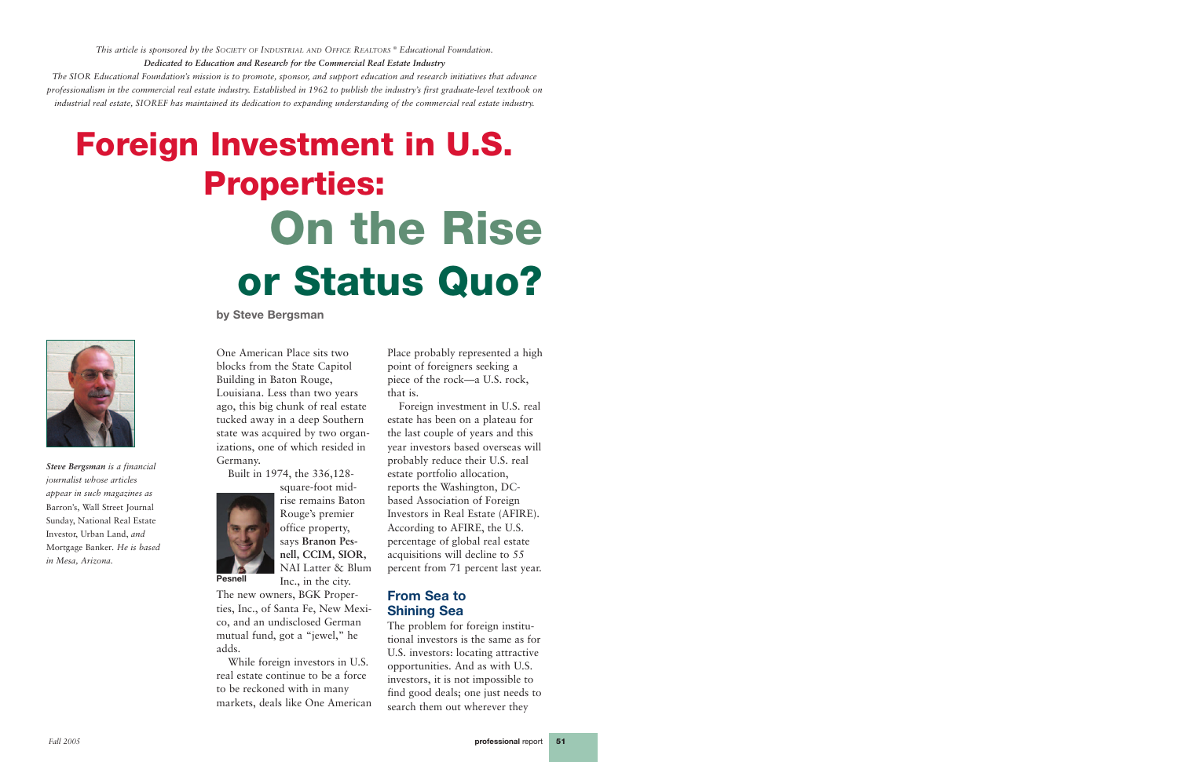*This article is sponsored by the SOCIETY OF INDUSTRIAL AND OFFICE REALTORS® Educational Foundation.*
***Dedicated to Education and Research for the Commercial Real Estate Industry***
*The SIOR Educational Foundation's mission is to promote, sponsor, and support education and research initiatives that advance professionalism in the commercial real estate industry. Established in 1962 to publish the industry's first graduate-level textbook on industrial real estate, SIOREF has maintained its dedication to expanding understanding of the commercial real estate industry.*

# Foreign Investment in U.S. Properties: On the Rise or Status Quo?

**by Steve Bergsman**

***Steve Bergsman** is a financial journalist whose articles appear in such magazines as* Barron's, Wall Street Journal Sunday, National Real Estate Investor, Urban Land, *and* Mortgage Banker. *He is based in Mesa, Arizona.*

One American Place sits two blocks from the State Capitol Building in Baton Rouge, Louisiana. Less than two years ago, this big chunk of real estate tucked away in a deep Southern state was acquired by two organizations, one of which resided in Germany.

Built in 1974, the 336,128-square-foot mid-rise remains Baton Rouge's premier office property, says **Branon Pesnell, CCIM, SIOR,** NAI Latter & Blum Inc., in the city.

**Pesnell**

The new owners, BGK Properties, Inc., of Santa Fe, New Mexico, and an undisclosed German mutual fund, got a "jewel," he adds.

While foreign investors in U.S. real estate continue to be a force to be reckoned with in many markets, deals like One American Place probably represented a high point of foreigners seeking a piece of the rock—a U.S. rock, that is.

Foreign investment in U.S. real estate has been on a plateau for the last couple of years and this year investors based overseas will probably reduce their U.S. real estate portfolio allocation, reports the Washington, DC-based Association of Foreign Investors in Real Estate (AFIRE). According to AFIRE, the U.S. percentage of global real estate acquisitions will decline to 55 percent from 71 percent last year.

## From Sea to Shining Sea

The problem for foreign institutional investors is the same as for U.S. investors: locating attractive opportunities. And as with U.S. investors, it is not impossible to find good deals; one just needs to search them out wherever they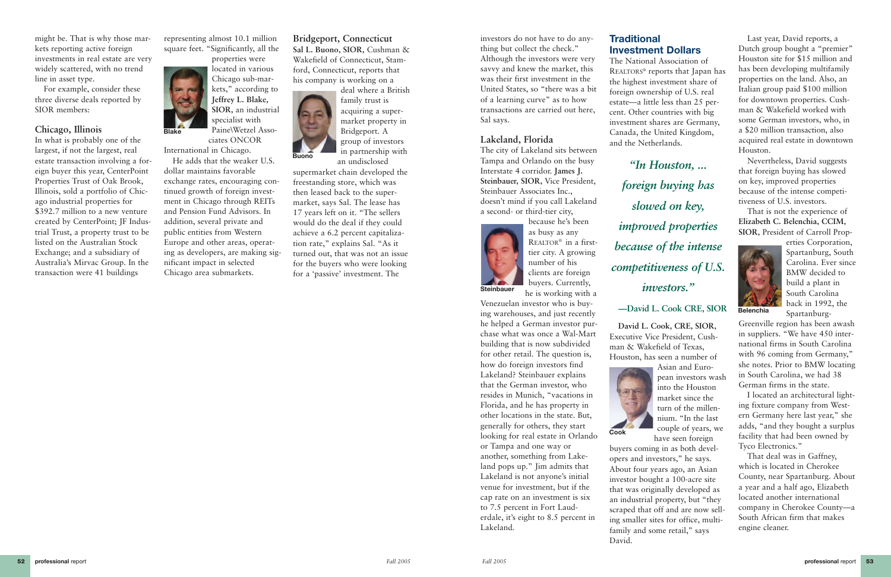might be. That is why those markets reporting active foreign investments in real estate are very widely scattered, with no trend line in asset type.

For example, consider these three diverse deals reported by SIOR members:

### Chicago, Illinois

In what is probably one of the largest, if not the largest, real estate transaction involving a foreign buyer this year, CenterPoint Properties Trust of Oak Brook, Illinois, sold a portfolio of Chicago industrial properties for $392.7 million to a new venture created by CenterPoint; JF Industrial Trust, a property trust to be listed on the Australian Stock Exchange; and a subsidiary of Australia's Mirvac Group. In the transaction were 41 buildings representing almost 10.1 million square feet. "Significantly, all the properties were located in various Chicago sub-markets," according to **Jeffrey L. Blake, SIOR,** an industrial specialist with Paine\Wetzel Associates ONCOR International in Chicago.

Blake

He adds that the weaker U.S. dollar maintains favorable exchange rates, encouraging continued growth of foreign investment in Chicago through REITs and Pension Fund Advisors. In addition, several private and public entities from Western Europe and other areas, operating as developers, are making significant impact in selected Chicago area submarkets.

### Bridgeport, Connecticut

**Sal L. Buono, SIOR,** Cushman & Wakefield of Connecticut, Stamford, Connecticut, reports that his company is working on a deal where a British family trust is acquiring a supermarket property in Bridgeport. A group of investors in partnership with an undisclosed supermarket chain developed the freestanding store, which was then leased back to the supermarket, says Sal. The lease has 17 years left on it. "The sellers would do the deal if they could achieve a 6.2 percent capitalization rate," explains Sal. "As it turned out, that was not an issue for the buyers who were looking for a 'passive' investment. The investors do not have to do anything but collect the check." Although the investors were very savvy and knew the market, this was their first investment in the United States, so "there was a bit of a learning curve" as to how transactions are carried out here, Sal says.

Buono

### Lakeland, Florida

The city of Lakeland sits between Tampa and Orlando on the busy Interstate 4 corridor. **James J. Steinbauer, SIOR,** Vice President, Steinbauer Associates Inc., doesn't mind if you call Lakeland a second- or third-tier city, because he's been as busy as any REALTOR® in a first-tier city. A growing number of his clients are foreign buyers. Currently, he is working with a Venezuelan investor who is buying warehouses, and just recently he helped a German investor purchase what was once a Wal-Mart building that is now subdivided for other retail. The question is, how do foreign investors find Lakeland? Steinbauer explains that the German investor, who resides in Munich, "vacations in Florida, and he has property in other locations in the state. But, generally for others, they start looking for real estate in Orlando or Tampa and one way or another, something from Lakeland pops up." Jim admits that Lakeland is not anyone's initial venue for investment, but if the cap rate on an investment is six to 7.5 percent in Fort Lauderdale, it's eight to 8.5 percent in Lakeland.

Steinbauer

## Traditional Investment Dollars

The National Association of REALTORS® reports that Japan has the highest investment share of foreign ownership of U.S. real estate—a little less than 25 percent. Other countries with big investment shares are Germany, Canada, the United Kingdom, and the Netherlands.

> *"In Houston, ... foreign buying has slowed on key, improved properties because of the intense competitiveness of U.S. investors."*
>
> —David L. Cook CRE, SIOR

**David L. Cook, CRE, SIOR,** Executive Vice President, Cushman & Wakefield of Texas, Houston, has seen a number of Asian and European investors wash into the Houston market since the turn of the millennium. "In the last couple of years, we have seen foreign buyers coming in as both developers and investors," he says. About four years ago, an Asian investor bought a 100-acre site that was originally developed as an industrial property, but "they scraped that off and are now selling smaller sites for office, multifamily and some retail," says David.

Cook

Last year, David reports, a Dutch group bought a "premier" Houston site for $15 million and has been developing multifamily properties on the land. Also, an Italian group paid $100 million for downtown properties. Cushman & Wakefield worked with some German investors, who, in a $20 million transaction, also acquired real estate in downtown Houston.

Nevertheless, David suggests that foreign buying has slowed on key, improved properties because of the intense competitiveness of U.S. investors.

That is not the experience of **Elizabeth C. Belenchia, CCIM, SIOR,** President of Carroll Properties Corporation, Spartanburg, South Carolina. Ever since BMW decided to build a plant in South Carolina back in 1992, the Spartanburg-Greenville region has been awash in suppliers. "We have 450 international firms in South Carolina with 96 coming from Germany," she notes. Prior to BMW locating in South Carolina, we had 38 German firms in the state.

Belenchia

I located an architectural lighting fixture company from Western Germany here last year," she adds, "and they bought a surplus facility that had been owned by Tyco Electronics."

That deal was in Gaffney, which is located in Cherokee County, near Spartanburg. About a year and a half ago, Elizabeth located another international company in Cherokee County—a South African firm that makes engine cleaner.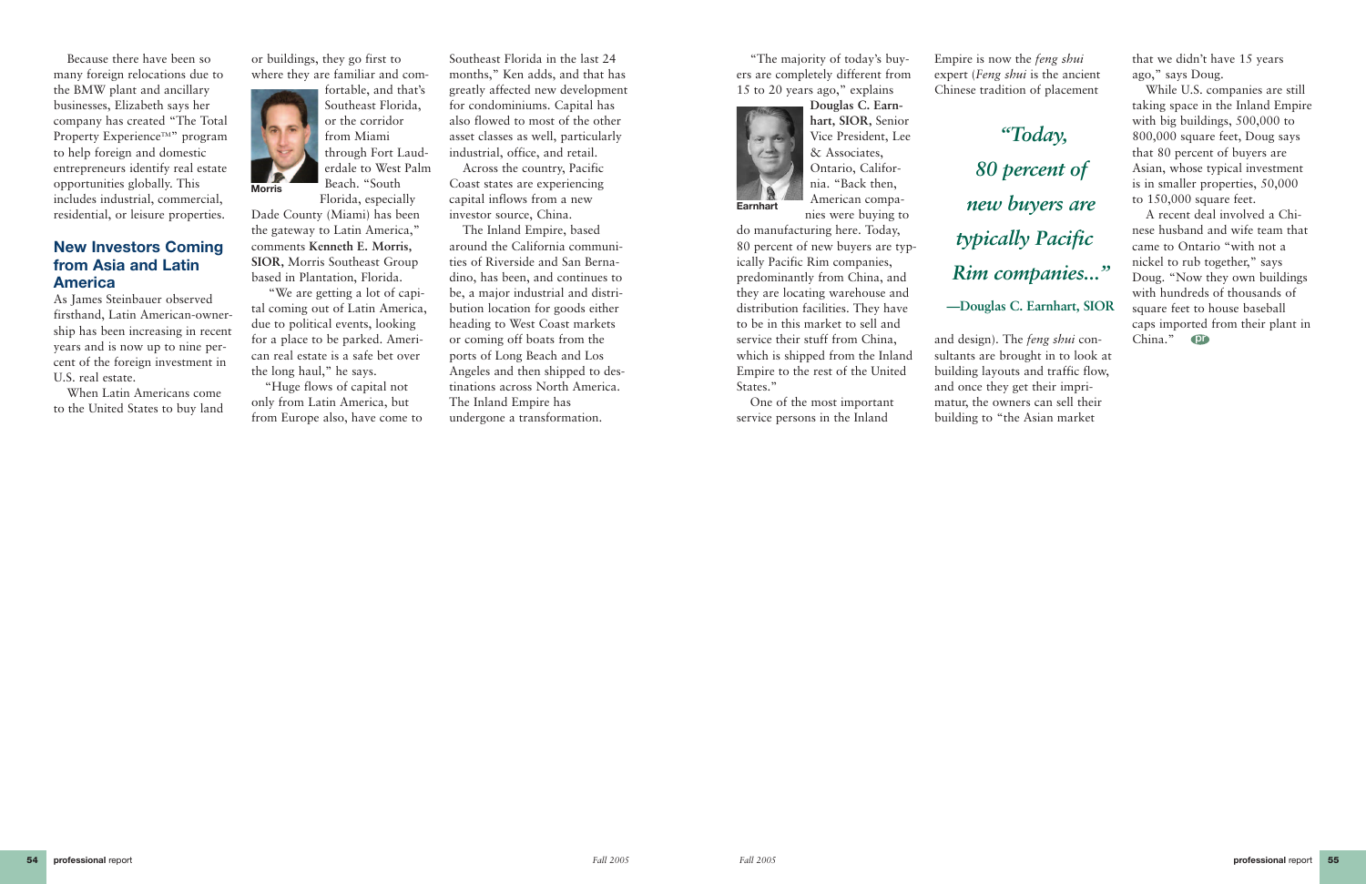Because there have been so many foreign relocations due to the BMW plant and ancillary businesses, Elizabeth says her company has created "The Total Property Experience™" program to help foreign and domestic entrepreneurs identify real estate opportunities globally. This includes industrial, commercial, residential, or leisure properties.

## New Investors Coming from Asia and Latin America

As James Steinbauer observed firsthand, Latin American-ownership has been increasing in recent years and is now up to nine percent of the foreign investment in U.S. real estate.

When Latin Americans come to the United States to buy land or buildings, they go first to where they are familiar and comfortable, and that's Southeast Florida, or the corridor from Miami through Fort Lauderdale to West Palm Beach. "South Florida, especially Dade County (Miami) has been the gateway to Latin America," comments **Kenneth E. Morris, SIOR,** Morris Southeast Group based in Plantation, Florida.

Morris

"We are getting a lot of capital coming out of Latin America, due to political events, looking for a place to be parked. American real estate is a safe bet over the long haul," he says.

"Huge flows of capital not only from Latin America, but from Europe also, have come to Southeast Florida in the last 24 months," Ken adds, and that has greatly affected new development for condominiums. Capital has also flowed to most of the other asset classes as well, particularly industrial, office, and retail.

Across the country, Pacific Coast states are experiencing capital inflows from a new investor source, China.

The Inland Empire, based around the California communities of Riverside and San Bernadino, has been, and continues to be, a major industrial and distribution location for goods either heading to West Coast markets or coming off boats from the ports of Long Beach and Los Angeles and then shipped to destinations across North America. The Inland Empire has undergone a transformation.

"The majority of today's buyers are completely different from 15 to 20 years ago," explains **Douglas C. Earnhart, SIOR,** Senior Vice President, Lee & Associates, Ontario, California. "Back then, American companies were buying to do manufacturing here. Today, 80 percent of new buyers are typically Pacific Rim companies, predominantly from China, and they are locating warehouse and distribution facilities. They have to be in this market to sell and service their stuff from China, which is shipped from the Inland Empire to the rest of the United States."

Earnhart

One of the most important service persons in the Inland Empire is now the *feng shui* expert (*Feng shui* is the ancient Chinese tradition of placement and design). The *feng shui* consultants are brought in to look at building layouts and traffic flow, and once they get their imprimatur, the owners can sell their building to "the Asian market that we didn't have 15 years ago," says Doug.

> *"Today, 80 percent of new buyers are typically Pacific Rim companies..."*
> **—Douglas C. Earnhart, SIOR**

While U.S. companies are still taking space in the Inland Empire with big buildings, 500,000 to 800,000 square feet, Doug says that 80 percent of buyers are Asian, whose typical investment is in smaller properties, 50,000 to 150,000 square feet.

A recent deal involved a Chinese husband and wife team that came to Ontario "with not a nickel to rub together," says Doug. "Now they own buildings with hundreds of thousands of square feet to house baseball caps imported from their plant in China."